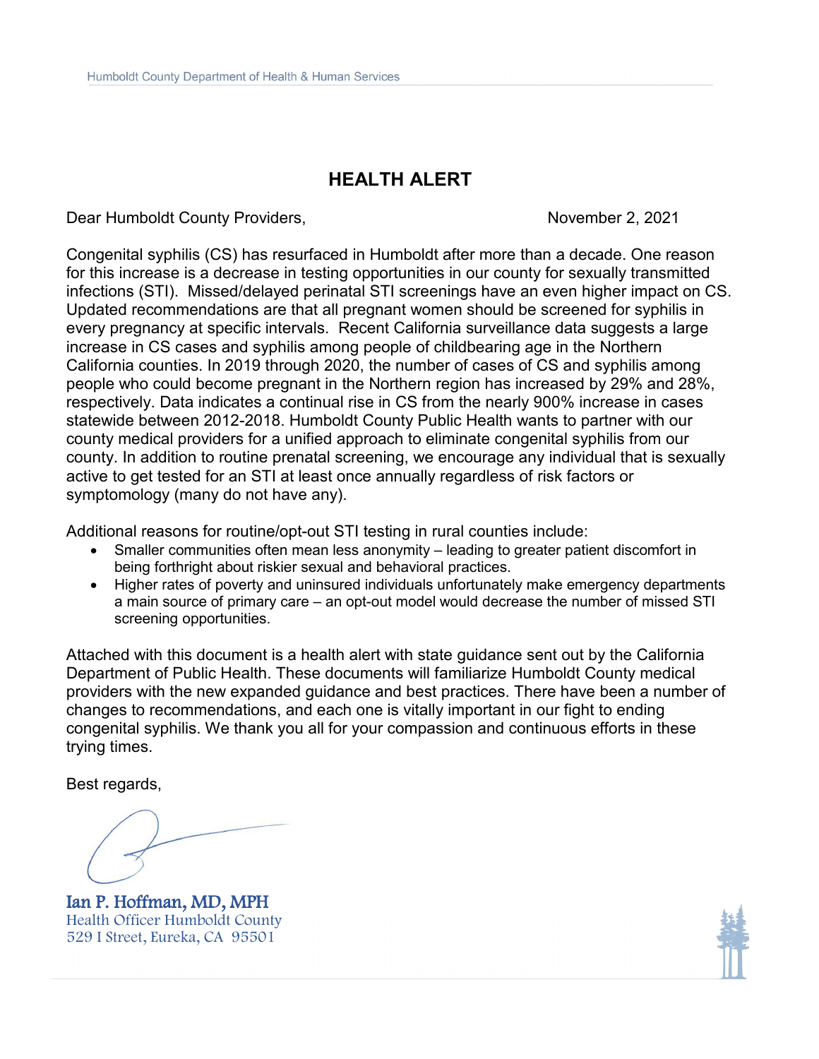# HEALTH ALERT

Dear Humboldt County Providers, November 2, 2021

Congenital syphilis (CS) has resurfaced in Humboldt after more than a decade. One reason for this increase is a decrease in testing opportunities in our county for sexually transmitted infections (STI). Missed/delayed perinatal STI screenings have an even higher impact on CS. Updated recommendations are that all pregnant women should be screened for syphilis in every pregnancy at specific intervals. Recent California surveillance data suggests a large increase in CS cases and syphilis among people of childbearing age in the Northern California counties. In 2019 through 2020, the number of cases of CS and syphilis among people who could become pregnant in the Northern region has increased by 29% and 28%, respectively. Data indicates a continual rise in CS from the nearly 900% increase in cases statewide between 2012-2018. Humboldt County Public Health wants to partner with our county medical providers for a unified approach to eliminate congenital syphilis from our county. In addition to routine prenatal screening, we encourage any individual that is sexually active to get tested for an STI at least once annually regardless of risk factors or symptomology (many do not have any).

Additional reasons for routine/opt-out STI testing in rural counties include:

- Smaller communities often mean less anonymity – leading to greater patient discomfort in being forthright about riskier sexual and behavioral practices.
- Higher rates of poverty and uninsured individuals unfortunately make emergency departments a main source of primary care – an opt-out model would decrease the number of missed STI screening opportunities.

Attached with this document is a health alert with state guidance sent out by the California Department of Public Health. These documents will familiarize Humboldt County medical providers with the new expanded guidance and best practices. There have been a number of changes to recommendations, and each one is vitally important in our fight to ending congenital syphilis. We thank you all for your compassion and continuous efforts in these trying times.

Best regards,

Ian P. Hoffman, MD, MPH
Health Officer Humboldt County
529 I Street, Eureka, CA 95501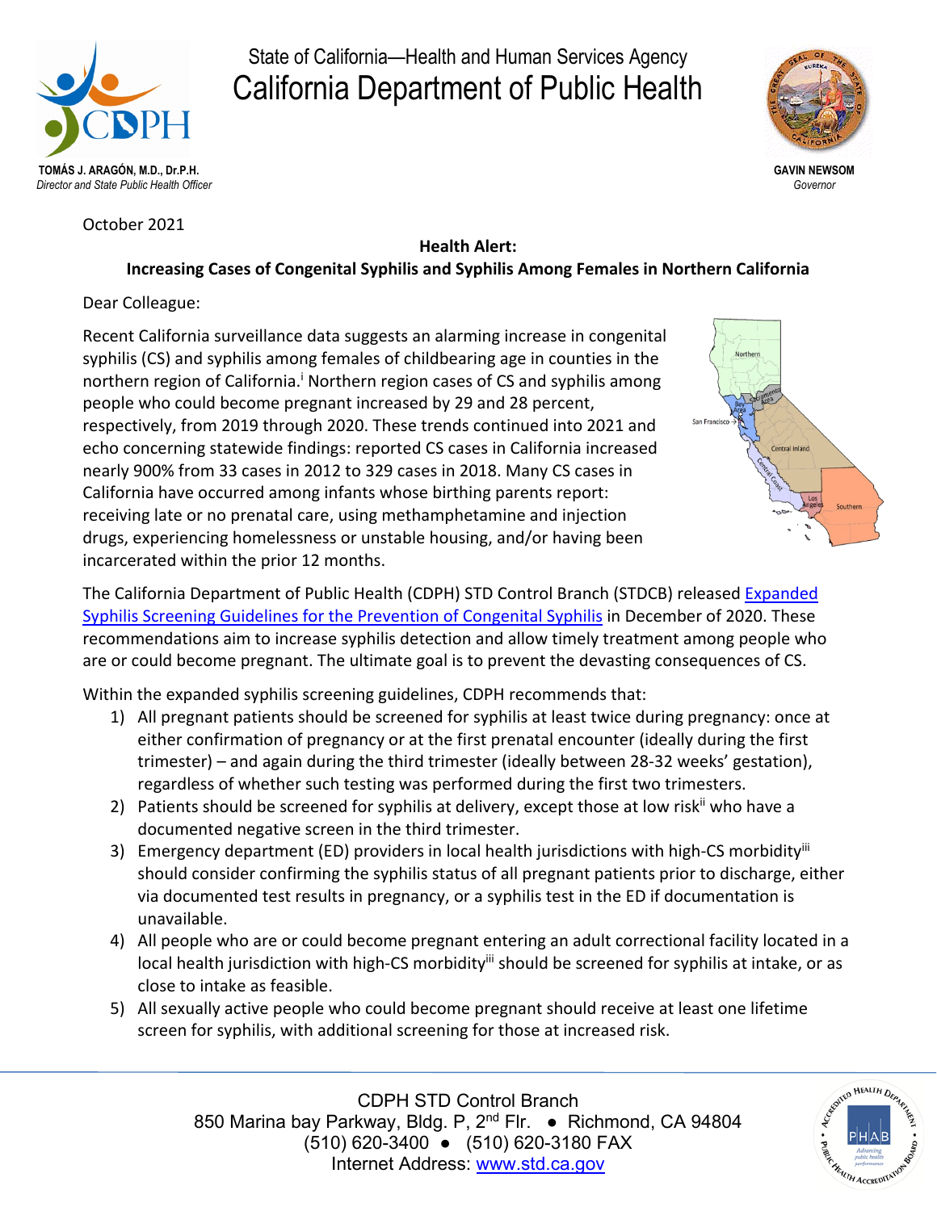State of California—Health and Human Services Agency

California Department of Public Health

**TOMÁS J. ARAGÓN, M.D., Dr.P.H.**
*Director and State Public Health Officer*

**GAVIN NEWSOM**
*Governor*

October 2021

**Health Alert:**
**Increasing Cases of Congenital Syphilis and Syphilis Among Females in Northern California**

Dear Colleague:

Recent California surveillance data suggests an alarming increase in congenital syphilis (CS) and syphilis among females of childbearing age in counties in the northern region of California.[i] Northern region cases of CS and syphilis among people who could become pregnant increased by 29 and 28 percent, respectively, from 2019 through 2020. These trends continued into 2021 and echo concerning statewide findings: reported CS cases in California increased nearly 900% from 33 cases in 2012 to 329 cases in 2018. Many CS cases in California have occurred among infants whose birthing parents report: receiving late or no prenatal care, using methamphetamine and injection drugs, experiencing homelessness or unstable housing, and/or having been incarcerated within the prior 12 months.

The California Department of Public Health (CDPH) STD Control Branch (STDCB) released Expanded Syphilis Screening Guidelines for the Prevention of Congenital Syphilis in December of 2020. These recommendations aim to increase syphilis detection and allow timely treatment among people who are or could become pregnant. The ultimate goal is to prevent the devasting consequences of CS.

Within the expanded syphilis screening guidelines, CDPH recommends that:

1) All pregnant patients should be screened for syphilis at least twice during pregnancy: once at either confirmation of pregnancy or at the first prenatal encounter (ideally during the first trimester) – and again during the third trimester (ideally between 28-32 weeks' gestation), regardless of whether such testing was performed during the first two trimesters.
2) Patients should be screened for syphilis at delivery, except those at low risk[ii] who have a documented negative screen in the third trimester.
3) Emergency department (ED) providers in local health jurisdictions with high-CS morbidity[iii] should consider confirming the syphilis status of all pregnant patients prior to discharge, either via documented test results in pregnancy, or a syphilis test in the ED if documentation is unavailable.
4) All people who are or could become pregnant entering an adult correctional facility located in a local health jurisdiction with high-CS morbidity[iii] should be screened for syphilis at intake, or as close to intake as feasible.
5) All sexually active people who could become pregnant should receive at least one lifetime screen for syphilis, with additional screening for those at increased risk.

CDPH STD Control Branch
850 Marina bay Parkway, Bldg. P, 2nd Flr. ● Richmond, CA 94804
(510) 620-3400 ● (510) 620-3180 FAX
Internet Address: www.std.ca.gov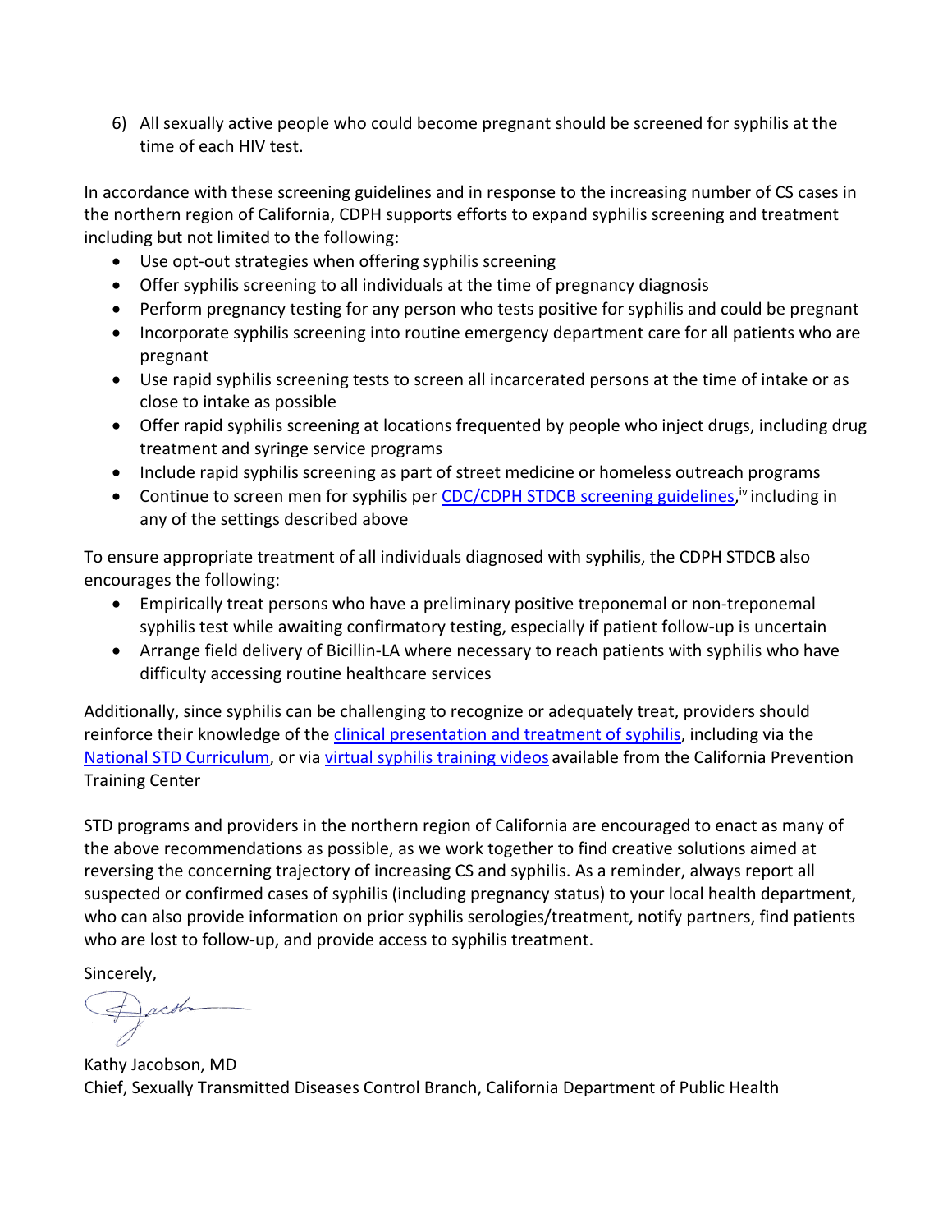6) All sexually active people who could become pregnant should be screened for syphilis at the time of each HIV test.

In accordance with these screening guidelines and in response to the increasing number of CS cases in the northern region of California, CDPH supports efforts to expand syphilis screening and treatment including but not limited to the following:

- Use opt-out strategies when offering syphilis screening
- Offer syphilis screening to all individuals at the time of pregnancy diagnosis
- Perform pregnancy testing for any person who tests positive for syphilis and could be pregnant
- Incorporate syphilis screening into routine emergency department care for all patients who are pregnant
- Use rapid syphilis screening tests to screen all incarcerated persons at the time of intake or as close to intake as possible
- Offer rapid syphilis screening at locations frequented by people who inject drugs, including drug treatment and syringe service programs
- Include rapid syphilis screening as part of street medicine or homeless outreach programs
- Continue to screen men for syphilis per CDC/CDPH STDCB screening guidelines,[iv] including in any of the settings described above

To ensure appropriate treatment of all individuals diagnosed with syphilis, the CDPH STDCB also encourages the following:

- Empirically treat persons who have a preliminary positive treponemal or non-treponemal syphilis test while awaiting confirmatory testing, especially if patient follow-up is uncertain
- Arrange field delivery of Bicillin-LA where necessary to reach patients with syphilis who have difficulty accessing routine healthcare services

Additionally, since syphilis can be challenging to recognize or adequately treat, providers should reinforce their knowledge of the clinical presentation and treatment of syphilis, including via the National STD Curriculum, or via virtual syphilis training videos available from the California Prevention Training Center

STD programs and providers in the northern region of California are encouraged to enact as many of the above recommendations as possible, as we work together to find creative solutions aimed at reversing the concerning trajectory of increasing CS and syphilis. As a reminder, always report all suspected or confirmed cases of syphilis (including pregnancy status) to your local health department, who can also provide information on prior syphilis serologies/treatment, notify partners, find patients who are lost to follow-up, and provide access to syphilis treatment.

Sincerely,

Kathy Jacobson, MD
Chief, Sexually Transmitted Diseases Control Branch, California Department of Public Health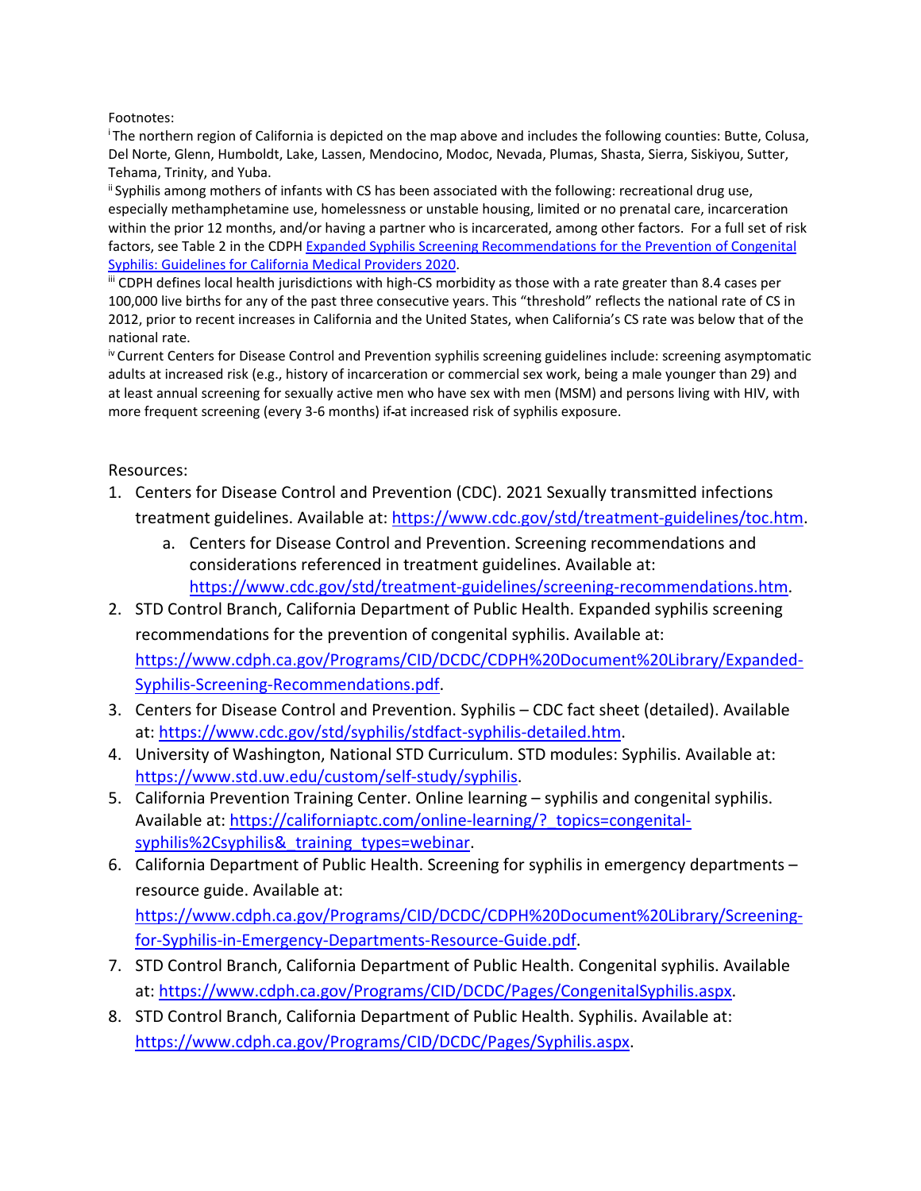Footnotes:

[i] The northern region of California is depicted on the map above and includes the following counties: Butte, Colusa, Del Norte, Glenn, Humboldt, Lake, Lassen, Mendocino, Modoc, Nevada, Plumas, Shasta, Sierra, Siskiyou, Sutter, Tehama, Trinity, and Yuba.

[ii] Syphilis among mothers of infants with CS has been associated with the following: recreational drug use, especially methamphetamine use, homelessness or unstable housing, limited or no prenatal care, incarceration within the prior 12 months, and/or having a partner who is incarcerated, among other factors. For a full set of risk factors, see Table 2 in the CDPH [Expanded Syphilis Screening Recommendations for the Prevention of Congenital Syphilis: Guidelines for California Medical Providers 2020](https://www.cdph.ca.gov/Programs/CID/DCDC/CDPH%20Document%20Library/Expanded-Syphilis-Screening-Recommendations.pdf).

[iii] CDPH defines local health jurisdictions with high-CS morbidity as those with a rate greater than 8.4 cases per 100,000 live births for any of the past three consecutive years. This "threshold" reflects the national rate of CS in 2012, prior to recent increases in California and the United States, when California's CS rate was below that of the national rate.

[iv] Current Centers for Disease Control and Prevention syphilis screening guidelines include: screening asymptomatic adults at increased risk (e.g., history of incarceration or commercial sex work, being a male younger than 29) and at least annual screening for sexually active men who have sex with men (MSM) and persons living with HIV, with more frequent screening (every 3-6 months) if at increased risk of syphilis exposure.

Resources:

1. Centers for Disease Control and Prevention (CDC). 2021 Sexually transmitted infections treatment guidelines. Available at: https://www.cdc.gov/std/treatment-guidelines/toc.htm.
   a. Centers for Disease Control and Prevention. Screening recommendations and considerations referenced in treatment guidelines. Available at: https://www.cdc.gov/std/treatment-guidelines/screening-recommendations.htm.
2. STD Control Branch, California Department of Public Health. Expanded syphilis screening recommendations for the prevention of congenital syphilis. Available at: https://www.cdph.ca.gov/Programs/CID/DCDC/CDPH%20Document%20Library/Expanded-Syphilis-Screening-Recommendations.pdf.
3. Centers for Disease Control and Prevention. Syphilis – CDC fact sheet (detailed). Available at: https://www.cdc.gov/std/syphilis/stdfact-syphilis-detailed.htm.
4. University of Washington, National STD Curriculum. STD modules: Syphilis. Available at: https://www.std.uw.edu/custom/self-study/syphilis.
5. California Prevention Training Center. Online learning – syphilis and congenital syphilis. Available at: https://californiaptc.com/online-learning/?_topics=congenital-syphilis%2Csyphilis&_training_types=webinar.
6. California Department of Public Health. Screening for syphilis in emergency departments – resource guide. Available at: https://www.cdph.ca.gov/Programs/CID/DCDC/CDPH%20Document%20Library/Screening-for-Syphilis-in-Emergency-Departments-Resource-Guide.pdf.
7. STD Control Branch, California Department of Public Health. Congenital syphilis. Available at: https://www.cdph.ca.gov/Programs/CID/DCDC/Pages/CongenitalSyphilis.aspx.
8. STD Control Branch, California Department of Public Health. Syphilis. Available at: https://www.cdph.ca.gov/Programs/CID/DCDC/Pages/Syphilis.aspx.